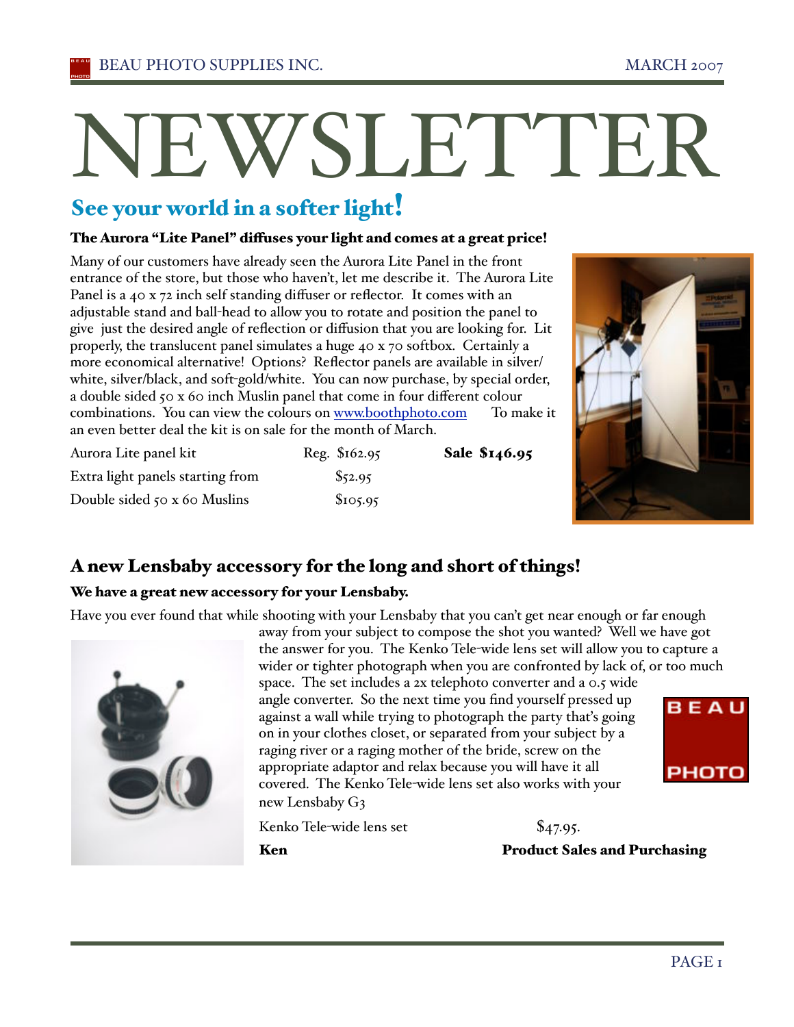# NEWSLETTER

## See your world in a softer light!

### The Aurora "Lite Panel" diffuses your light and comes at a great price!

Many of our customers have already seen the Aurora Lite Panel in the front entrance of the store, but those who haven't, let me describe it. The Aurora Lite Panel is a 40 x 72 inch self standing diffuser or reflector. It comes with an adjustable stand and ball-head to allow you to rotate and position the panel to give just the desired angle of reflection or diffusion that you are looking for. Lit properly, the translucent panel simulates a huge 40 x 70 softbox. Certainly a more economical alternative! Options? Reflector panels are available in silver/white, silver/black, and soft-gold/white. You can now purchase, by special order, a double sided 50 x 60 inch Muslin panel that come in four different colour combinations. You can view the colours on [www.boothphoto.com](http://www.boothphoto.com) To make it an even better deal the kit is on sale for the month of March.

| | | |
|---|---|---|
| Aurora Lite panel kit | Reg. $162.95 | **Sale $146.95** |
| Extra light panels starting from | $52.95 | |
| Double sided 50 x 60 Muslins | $105.95 | |

## A new Lensbaby accessory for the long and short of things!

### We have a great new accessory for your Lensbaby.

Have you ever found that while shooting with your Lensbaby that you can't get near enough or far enough away from your subject to compose the shot you wanted? Well we have got the answer for you. The Kenko Tele-wide lens set will allow you to capture a wider or tighter photograph when you are confronted by lack of, or too much space. The set includes a 2x telephoto converter and a 0.5 wide angle converter. So the next time you find yourself pressed up against a wall while trying to photograph the party that's going on in your clothes closet, or separated from your subject by a raging river or a raging mother of the bride, screw on the appropriate adaptor and relax because you will have it all covered. The Kenko Tele-wide lens set also works with your new Lensbaby G3

Kenko Tele-wide lens set $47.95.

**Ken** **Product Sales and Purchasing**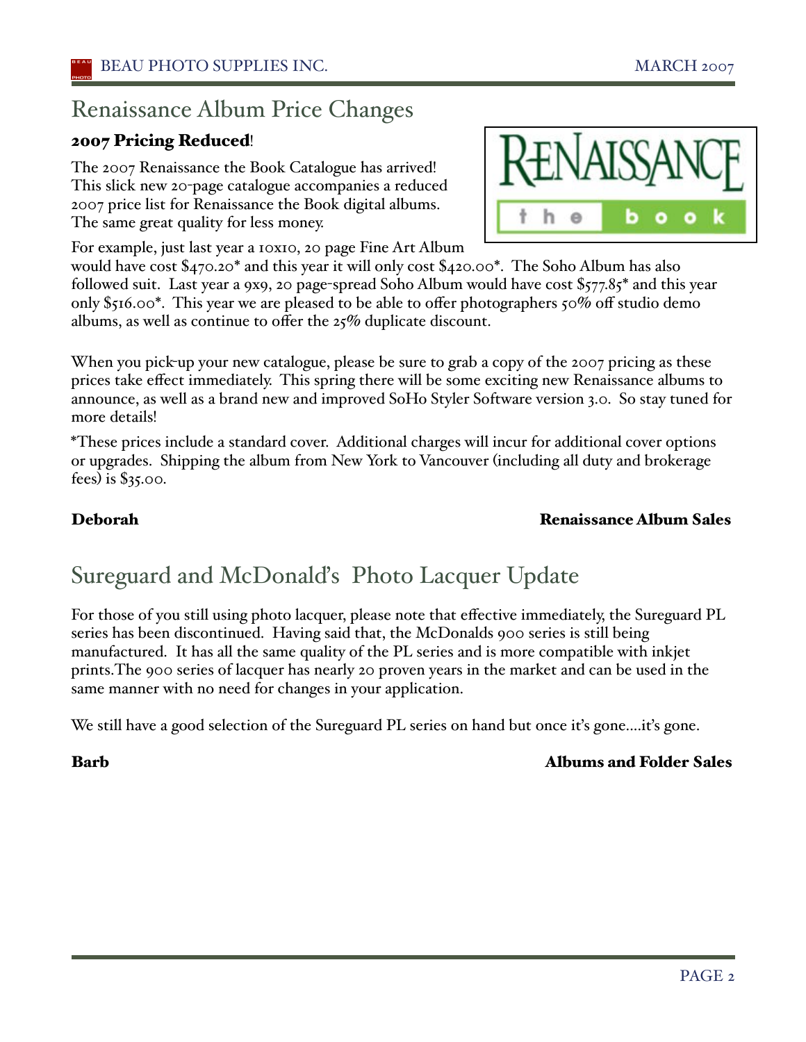## Renaissance Album Price Changes

**2007 Pricing Reduced**!

The 2007 Renaissance the Book Catalogue has arrived! This slick new 20-page catalogue accompanies a reduced 2007 price list for Renaissance the Book digital albums. The same great quality for less money.

For example, just last year a 10x10, 20 page Fine Art Album would have cost $470.20* and this year it will only cost $420.00*. The Soho Album has also followed suit. Last year a 9x9, 20 page-spread Soho Album would have cost $577.85* and this year only $516.00*. This year we are pleased to be able to offer photographers 50% off studio demo albums, as well as continue to offer the 25% duplicate discount.

When you pick-up your new catalogue, please be sure to grab a copy of the 2007 pricing as these prices take effect immediately. This spring there will be some exciting new Renaissance albums to announce, as well as a brand new and improved SoHo Styler Software version 3.0. So stay tuned for more details!

*These prices include a standard cover. Additional charges will incur for additional cover options or upgrades. Shipping the album from New York to Vancouver (including all duty and brokerage fees) is $35.00.

**Deborah** — **Renaissance Album Sales**

## Sureguard and McDonald's Photo Lacquer Update

For those of you still using photo lacquer, please note that effective immediately, the Sureguard PL series has been discontinued. Having said that, the McDonalds 900 series is still being manufactured. It has all the same quality of the PL series and is more compatible with inkjet prints.The 900 series of lacquer has nearly 20 proven years in the market and can be used in the same manner with no need for changes in your application.

We still have a good selection of the Sureguard PL series on hand but once it's gone....it's gone.

**Barb** — **Albums and Folder Sales**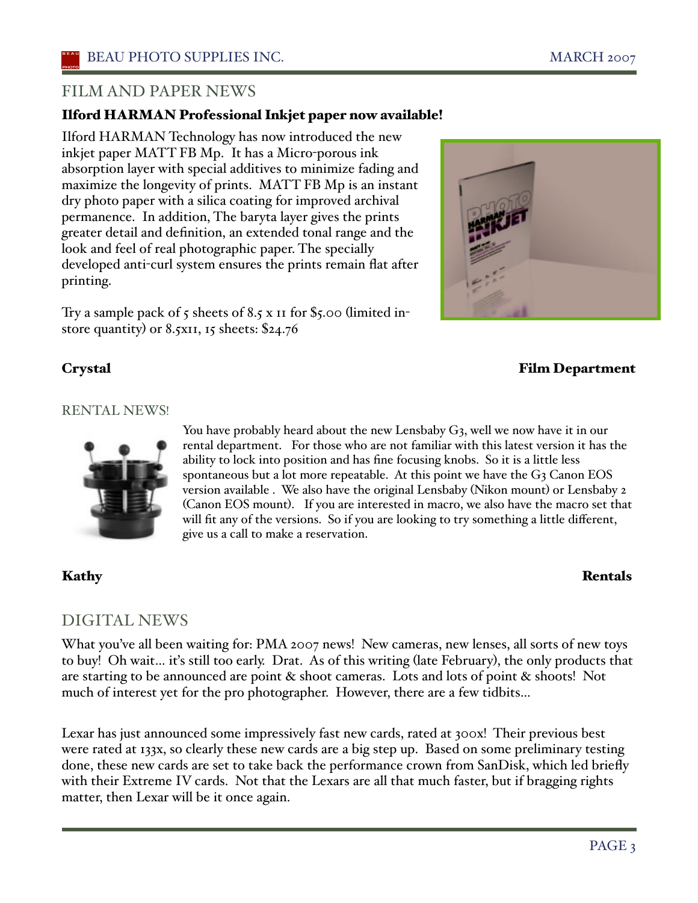## FILM AND PAPER NEWS

### Ilford HARMAN Professional Inkjet paper now available!

Ilford HARMAN Technology has now introduced the new inkjet paper MATT FB Mp. It has a Micro-porous ink absorption layer with special additives to minimize fading and maximize the longevity of prints. MATT FB Mp is an instant dry photo paper with a silica coating for improved archival permanence. In addition, The baryta layer gives the prints greater detail and definition, an extended tonal range and the look and feel of real photographic paper. The specially developed anti-curl system ensures the prints remain flat after printing.

Try a sample pack of 5 sheets of 8.5 x 11 for $5.00 (limited in-store quantity) or 8.5x11, 15 sheets: $24.76

**Crystal** **Film Department**

## RENTAL NEWS!

You have probably heard about the new Lensbaby G3, well we now have it in our rental department. For those who are not familiar with this latest version it has the ability to lock into position and has fine focusing knobs. So it is a little less spontaneous but a lot more repeatable. At this point we have the G3 Canon EOS version available . We also have the original Lensbaby (Nikon mount) or Lensbaby 2 (Canon EOS mount). If you are interested in macro, we also have the macro set that will fit any of the versions. So if you are looking to try something a little different, give us a call to make a reservation.

**Kathy** **Rentals**

## DIGITAL NEWS

What you've all been waiting for: PMA 2007 news! New cameras, new lenses, all sorts of new toys to buy! Oh wait… it's still too early. Drat. As of this writing (late February), the only products that are starting to be announced are point & shoot cameras. Lots and lots of point & shoots! Not much of interest yet for the pro photographer. However, there are a few tidbits…

Lexar has just announced some impressively fast new cards, rated at 300x! Their previous best were rated at 133x, so clearly these new cards are a big step up. Based on some preliminary testing done, these new cards are set to take back the performance crown from SanDisk, which led briefly with their Extreme IV cards. Not that the Lexars are all that much faster, but if bragging rights matter, then Lexar will be it once again.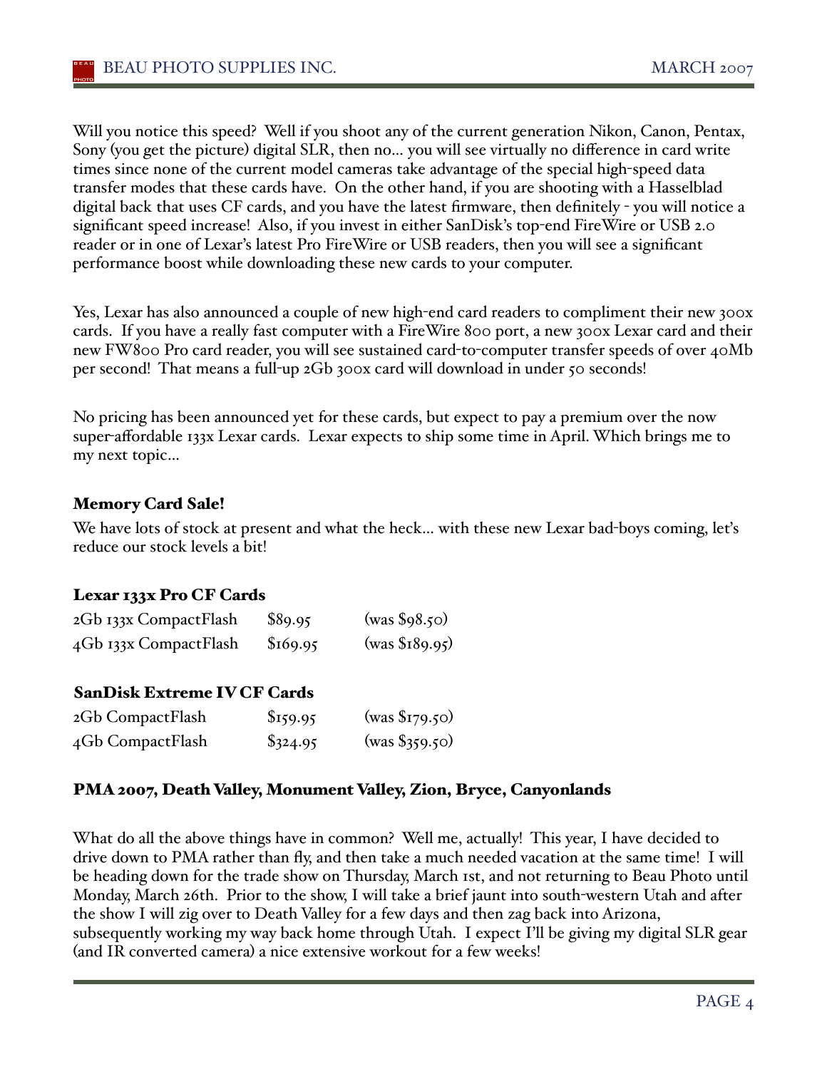Will you notice this speed? Well if you shoot any of the current generation Nikon, Canon, Pentax, Sony (you get the picture) digital SLR, then no... you will see virtually no difference in card write times since none of the current model cameras take advantage of the special high-speed data transfer modes that these cards have. On the other hand, if you are shooting with a Hasselblad digital back that uses CF cards, and you have the latest firmware, then definitely - you will notice a significant speed increase! Also, if you invest in either SanDisk's top-end FireWire or USB 2.0 reader or in one of Lexar's latest Pro FireWire or USB readers, then you will see a significant performance boost while downloading these new cards to your computer.

Yes, Lexar has also announced a couple of new high-end card readers to compliment their new 300x cards. If you have a really fast computer with a FireWire 800 port, a new 300x Lexar card and their new FW800 Pro card reader, you will see sustained card-to-computer transfer speeds of over 40Mb per second! That means a full-up 2Gb 300x card will download in under 50 seconds!

No pricing has been announced yet for these cards, but expect to pay a premium over the now super-affordable 133x Lexar cards. Lexar expects to ship some time in April. Which brings me to my next topic...

### Memory Card Sale!

We have lots of stock at present and what the heck... with these new Lexar bad-boys coming, let's reduce our stock levels a bit!

**Lexar 133x Pro CF Cards**

| | | |
|---|---|---|
| 2Gb 133x CompactFlash | $89.95 | (was $98.50) |
| 4Gb 133x CompactFlash | $169.95 | (was $189.95) |

**SanDisk Extreme IV CF Cards**

| | | |
|---|---|---|
| 2Gb CompactFlash | $159.95 | (was $179.50) |
| 4Gb CompactFlash | $324.95 | (was $359.50) |

### PMA 2007, Death Valley, Monument Valley, Zion, Bryce, Canyonlands

What do all the above things have in common? Well me, actually! This year, I have decided to drive down to PMA rather than fly, and then take a much needed vacation at the same time! I will be heading down for the trade show on Thursday, March 1st, and not returning to Beau Photo until Monday, March 26th. Prior to the show, I will take a brief jaunt into south-western Utah and after the show I will zig over to Death Valley for a few days and then zag back into Arizona, subsequently working my way back home through Utah. I expect I'll be giving my digital SLR gear (and IR converted camera) a nice extensive workout for a few weeks!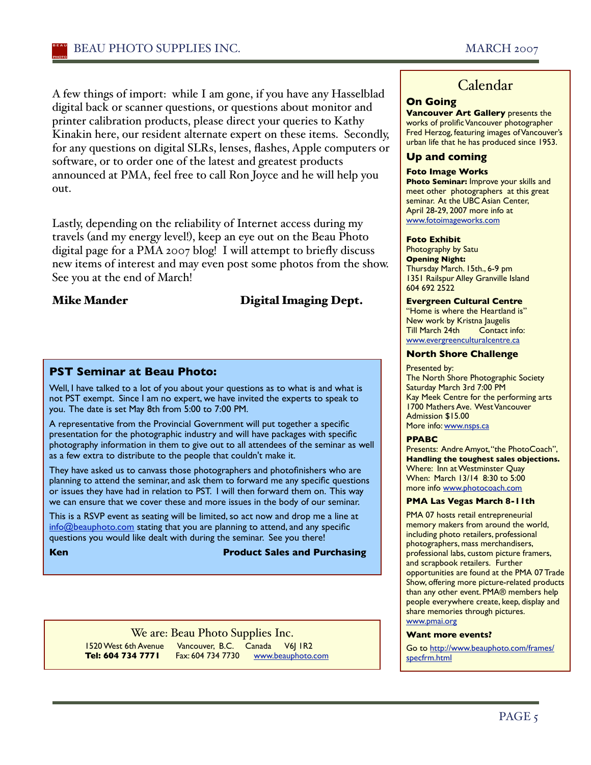A few things of import: while I am gone, if you have any Hasselblad digital back or scanner questions, or questions about monitor and printer calibration products, please direct your queries to Kathy Kinakin here, our resident alternate expert on these items. Secondly, for any questions on digital SLRs, lenses, flashes, Apple computers or software, or to order one of the latest and greatest products announced at PMA, feel free to call Ron Joyce and he will help you out.

Lastly, depending on the reliability of Internet access during my travels (and my energy level!), keep an eye out on the Beau Photo digital page for a PMA 2007 blog! I will attempt to briefly discuss new items of interest and may even post some photos from the show. See you at the end of March!

**Mike Mander** **Digital Imaging Dept.**

## PST Seminar at Beau Photo:

Well, I have talked to a lot of you about your questions as to what is and what is not PST exempt. Since I am no expert, we have invited the experts to speak to you. The date is set May 8th from 5:00 to 7:00 PM.

A representative from the Provincial Government will put together a specific presentation for the photographic industry and will have packages with specific photography information in them to give out to all attendees of the seminar as well as a few extra to distribute to the people that couldn't make it.

They have asked us to canvass those photographers and photofinishers who are planning to attend the seminar, and ask them to forward me any specific questions or issues they have had in relation to PST. I will then forward them on. This way we can ensure that we cover these and more issues in the body of our seminar.

This is a RSVP event as seating will be limited, so act now and drop me a line at info@beauphoto.com stating that you are planning to attend, and any specific questions you would like dealt with during the seminar. See you there!

**Ken** **Product Sales and Purchasing**

We are: Beau Photo Supplies Inc.
1520 West 6th Avenue Vancouver, B.C. Canada V6J 1R2
**Tel: 604 734 7771** Fax: 604 734 7730 www.beauphoto.com

# Calendar

## On Going

**Vancouver Art Gallery** presents the works of prolific Vancouver photographer Fred Herzog, featuring images of Vancouver's urban life that he has produced since 1953.

## Up and coming

**Foto Image Works**
**Photo Seminar:** Improve your skills and meet other photographers at this great seminar. At the UBC Asian Center, April 28-29, 2007 more info at www.fotoimageworks.com

**Foto Exhibit**
Photography by Satu
**Opening Night:**
Thursday March. 15th., 6-9 pm
1351 Railspur Alley Granville Island
604 692 2522

**Evergreen Cultural Centre**
"Home is where the Heartland is"
New work by Kristna Jaugelis
Till March 24th Contact info:
www.evergreenculturalcentre.ca

### North Shore Challenge

Presented by:
The North Shore Photographic Society
Saturday March 3rd 7:00 PM
Kay Meek Centre for the performing arts
1700 Mathers Ave. West Vancouver
Admission $15.00
More info: www.nsps.ca

**PPABC**
Presents: Andre Amyot, "the PhotoCoach",
**Handling the toughest sales objections.**
Where: Inn at Westminster Quay
When: March 13/14 8:30 to 5:00
more info www.photocoach.com

**PMA Las Vegas March 8-11th**

PMA 07 hosts retail entrepreneurial memory makers from around the world, including photo retailers, professional photographers, mass merchandisers, professional labs, custom picture framers, and scrapbook retailers. Further opportunities are found at the PMA 07 Trade Show, offering more picture-related products than any other event. PMA® members help people everywhere create, keep, display and share memories through pictures.
www.pmai.org

**Want more events?**

Go to http://www.beauphoto.com/frames/specfrm.html